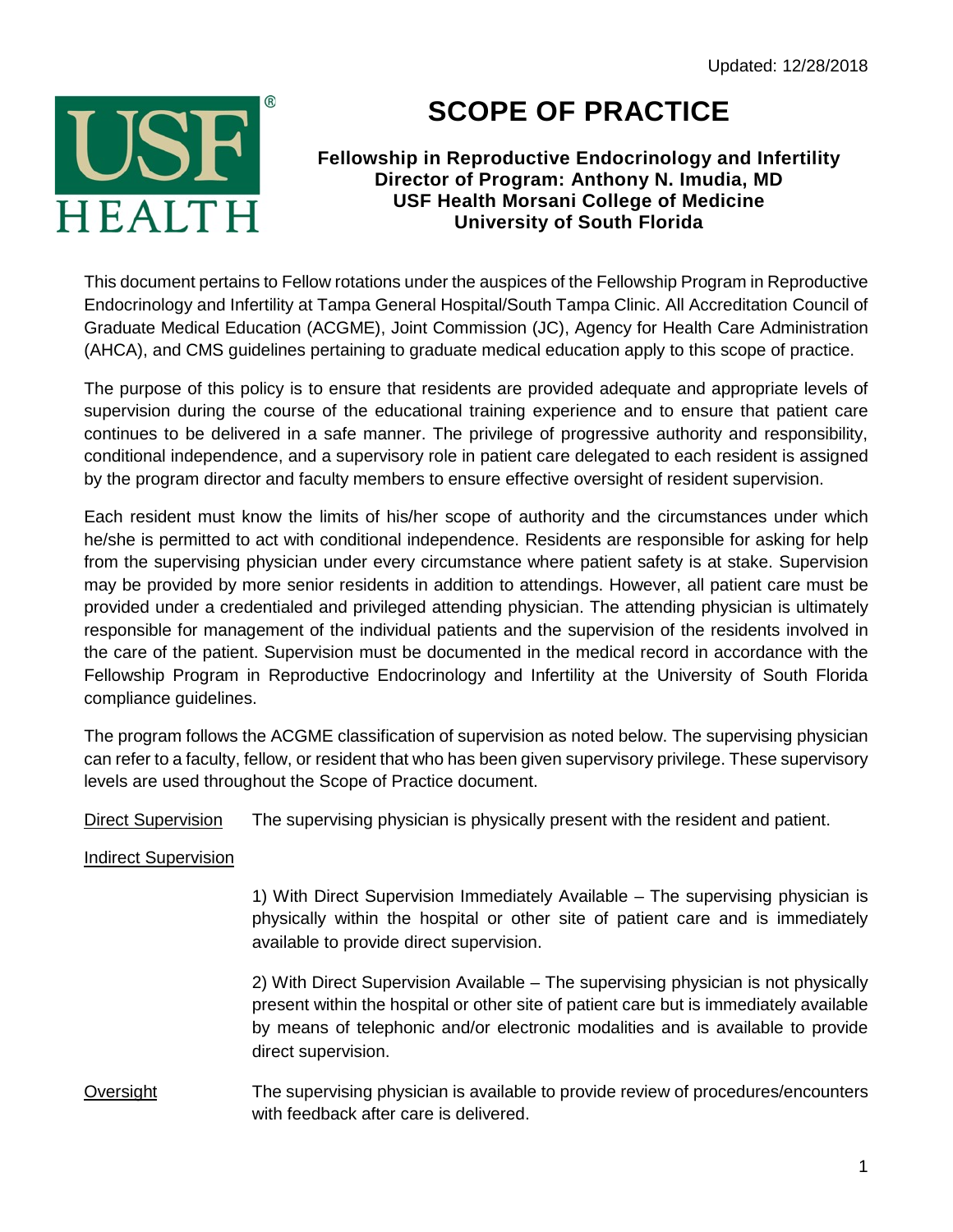Updated: 12/28/2018

# SCOPE OF PRACTICE

**Fellowship in Reproductive Endocrinology and Infertility**
**Director of Program: Anthony N. Imudia, MD**
**USF Health Morsani College of Medicine**
**University of South Florida**

This document pertains to Fellow rotations under the auspices of the Fellowship Program in Reproductive Endocrinology and Infertility at Tampa General Hospital/South Tampa Clinic. All Accreditation Council of Graduate Medical Education (ACGME), Joint Commission (JC), Agency for Health Care Administration (AHCA), and CMS guidelines pertaining to graduate medical education apply to this scope of practice.

The purpose of this policy is to ensure that residents are provided adequate and appropriate levels of supervision during the course of the educational training experience and to ensure that patient care continues to be delivered in a safe manner. The privilege of progressive authority and responsibility, conditional independence, and a supervisory role in patient care delegated to each resident is assigned by the program director and faculty members to ensure effective oversight of resident supervision.

Each resident must know the limits of his/her scope of authority and the circumstances under which he/she is permitted to act with conditional independence. Residents are responsible for asking for help from the supervising physician under every circumstance where patient safety is at stake. Supervision may be provided by more senior residents in addition to attendings. However, all patient care must be provided under a credentialed and privileged attending physician. The attending physician is ultimately responsible for management of the individual patients and the supervision of the residents involved in the care of the patient. Supervision must be documented in the medical record in accordance with the Fellowship Program in Reproductive Endocrinology and Infertility at the University of South Florida compliance guidelines.

The program follows the ACGME classification of supervision as noted below. The supervising physician can refer to a faculty, fellow, or resident that who has been given supervisory privilege. These supervisory levels are used throughout the Scope of Practice document.

Direct Supervision — The supervising physician is physically present with the resident and patient.

Indirect Supervision

1) With Direct Supervision Immediately Available – The supervising physician is physically within the hospital or other site of patient care and is immediately available to provide direct supervision.

2) With Direct Supervision Available – The supervising physician is not physically present within the hospital or other site of patient care but is immediately available by means of telephonic and/or electronic modalities and is available to provide direct supervision.

Oversight — The supervising physician is available to provide review of procedures/encounters with feedback after care is delivered.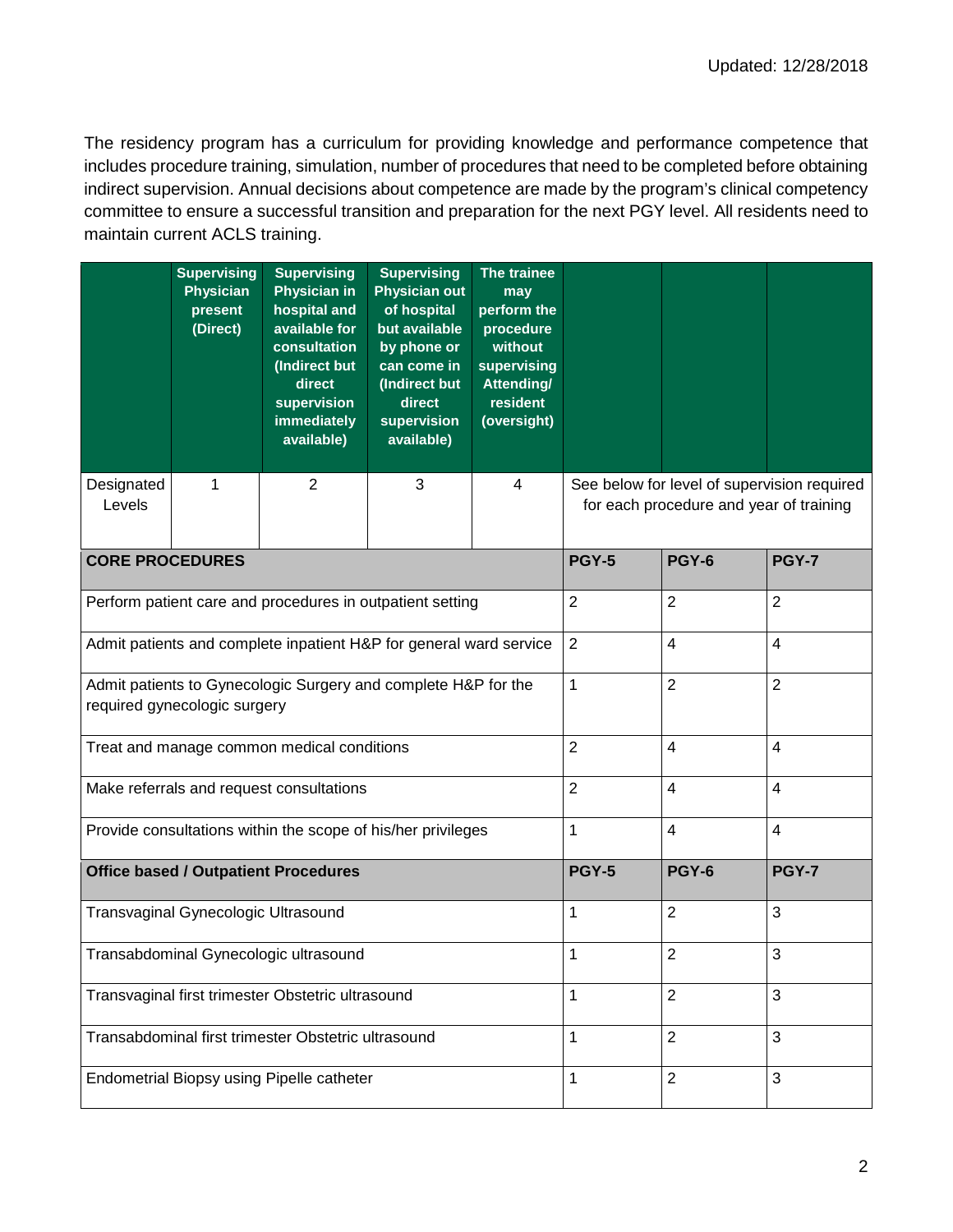Updated: 12/28/2018

The residency program has a curriculum for providing knowledge and performance competence that includes procedure training, simulation, number of procedures that need to be completed before obtaining indirect supervision. Annual decisions about competence are made by the program's clinical competency committee to ensure a successful transition and preparation for the next PGY level. All residents need to maintain current ACLS training.

| | Supervising Physician present (Direct) | Supervising Physician in hospital and available for consultation (Indirect but direct supervision immediately available) | Supervising Physician out of hospital but available by phone or can come in (Indirect but direct supervision available) | The trainee may perform the procedure without supervising Attending/ resident (oversight) | | | |
|---|---|---|---|---|---|---|---|
| Designated Levels | 1 | 2 | 3 | 4 | See below for level of supervision required for each procedure and year of training | | |
| **CORE PROCEDURES** | | | | | **PGY-5** | **PGY-6** | **PGY-7** |
| Perform patient care and procedures in outpatient setting | | | | | 2 | 2 | 2 |
| Admit patients and complete inpatient H&P for general ward service | | | | | 2 | 4 | 4 |
| Admit patients to Gynecologic Surgery and complete H&P for the required gynecologic surgery | | | | | 1 | 2 | 2 |
| Treat and manage common medical conditions | | | | | 2 | 4 | 4 |
| Make referrals and request consultations | | | | | 2 | 4 | 4 |
| Provide consultations within the scope of his/her privileges | | | | | 1 | 4 | 4 |
| **Office based / Outpatient Procedures** | | | | | **PGY-5** | **PGY-6** | **PGY-7** |
| Transvaginal Gynecologic Ultrasound | | | | | 1 | 2 | 3 |
| Transabdominal Gynecologic ultrasound | | | | | 1 | 2 | 3 |
| Transvaginal first trimester Obstetric ultrasound | | | | | 1 | 2 | 3 |
| Transabdominal first trimester Obstetric ultrasound | | | | | 1 | 2 | 3 |
| Endometrial Biopsy using Pipelle catheter | | | | | 1 | 2 | 3 |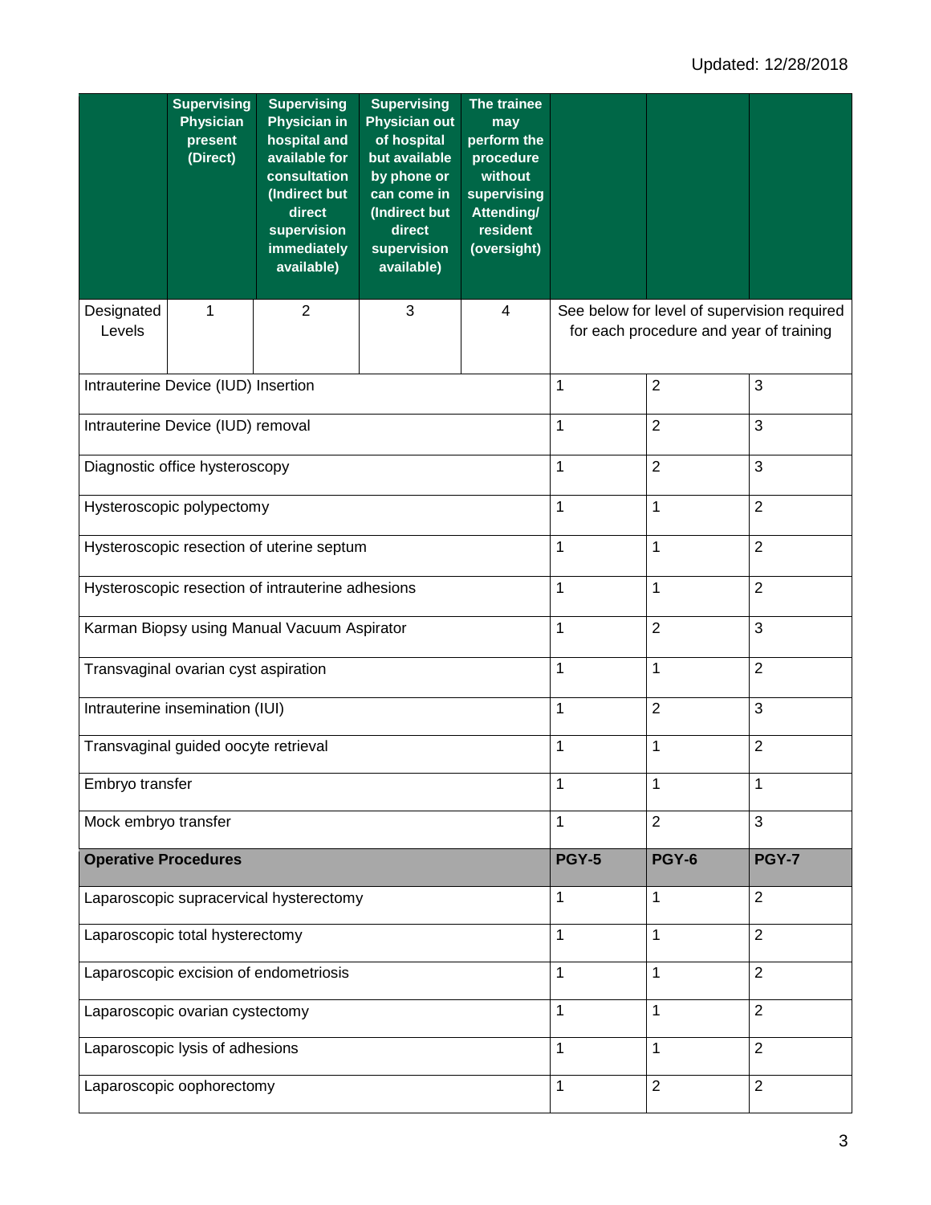Updated: 12/28/2018

| | Supervising Physician present (Direct) | Supervising Physician in hospital and available for consultation (Indirect but direct supervision immediately available) | Supervising Physician out of hospital but available by phone or can come in (Indirect but direct supervision available) | The trainee may perform the procedure without supervising Attending/ resident (oversight) | | | |
|---|---|---|---|---|---|---|---|
| Designated Levels | 1 | 2 | 3 | 4 | See below for level of supervision required for each procedure and year of training | | |
| Intrauterine Device (IUD) Insertion | | | | | 1 | 2 | 3 |
| Intrauterine Device (IUD) removal | | | | | 1 | 2 | 3 |
| Diagnostic office hysteroscopy | | | | | 1 | 2 | 3 |
| Hysteroscopic polypectomy | | | | | 1 | 1 | 2 |
| Hysteroscopic resection of uterine septum | | | | | 1 | 1 | 2 |
| Hysteroscopic resection of intrauterine adhesions | | | | | 1 | 1 | 2 |
| Karman Biopsy using Manual Vacuum Aspirator | | | | | 1 | 2 | 3 |
| Transvaginal ovarian cyst aspiration | | | | | 1 | 1 | 2 |
| Intrauterine insemination (IUI) | | | | | 1 | 2 | 3 |
| Transvaginal guided oocyte retrieval | | | | | 1 | 1 | 2 |
| Embryo transfer | | | | | 1 | 1 | 1 |
| Mock embryo transfer | | | | | 1 | 2 | 3 |
| **Operative Procedures** | | | | | **PGY-5** | **PGY-6** | **PGY-7** |
| Laparoscopic supracervical hysterectomy | | | | | 1 | 1 | 2 |
| Laparoscopic total hysterectomy | | | | | 1 | 1 | 2 |
| Laparoscopic excision of endometriosis | | | | | 1 | 1 | 2 |
| Laparoscopic ovarian cystectomy | | | | | 1 | 1 | 2 |
| Laparoscopic lysis of adhesions | | | | | 1 | 1 | 2 |
| Laparoscopic oophorectomy | | | | | 1 | 2 | 2 |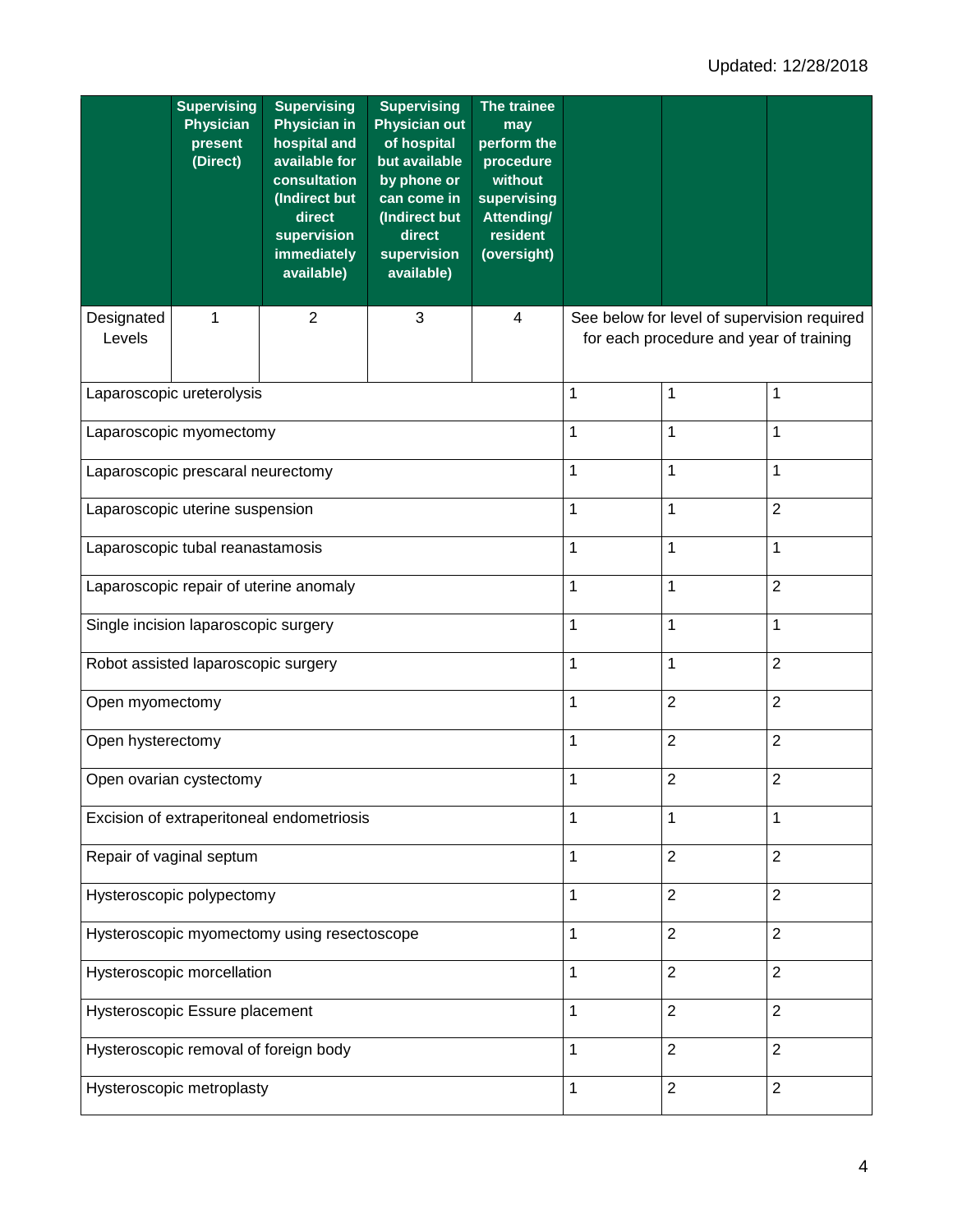Updated: 12/28/2018

| | Supervising Physician present (Direct) | Supervising Physician in hospital and available for consultation (Indirect but direct supervision immediately available) | Supervising Physician out of hospital but available by phone or can come in (Indirect but direct supervision available) | The trainee may perform the procedure without supervising Attending/ resident (oversight) | | | |
|---|---|---|---|---|---|---|---|
| Designated Levels | 1 | 2 | 3 | 4 | See below for level of supervision required for each procedure and year of training | | |
| Laparoscopic ureterolysis | | | | | 1 | 1 | 1 |
| Laparoscopic myomectomy | | | | | 1 | 1 | 1 |
| Laparoscopic prescaral neurectomy | | | | | 1 | 1 | 1 |
| Laparoscopic uterine suspension | | | | | 1 | 1 | 2 |
| Laparoscopic tubal reanastamosis | | | | | 1 | 1 | 1 |
| Laparoscopic repair of uterine anomaly | | | | | 1 | 1 | 2 |
| Single incision laparoscopic surgery | | | | | 1 | 1 | 1 |
| Robot assisted laparoscopic surgery | | | | | 1 | 1 | 2 |
| Open myomectomy | | | | | 1 | 2 | 2 |
| Open hysterectomy | | | | | 1 | 2 | 2 |
| Open ovarian cystectomy | | | | | 1 | 2 | 2 |
| Excision of extraperitoneal endometriosis | | | | | 1 | 1 | 1 |
| Repair of vaginal septum | | | | | 1 | 2 | 2 |
| Hysteroscopic polypectomy | | | | | 1 | 2 | 2 |
| Hysteroscopic myomectomy using resectoscope | | | | | 1 | 2 | 2 |
| Hysteroscopic morcellation | | | | | 1 | 2 | 2 |
| Hysteroscopic Essure placement | | | | | 1 | 2 | 2 |
| Hysteroscopic removal of foreign body | | | | | 1 | 2 | 2 |
| Hysteroscopic metroplasty | | | | | 1 | 2 | 2 |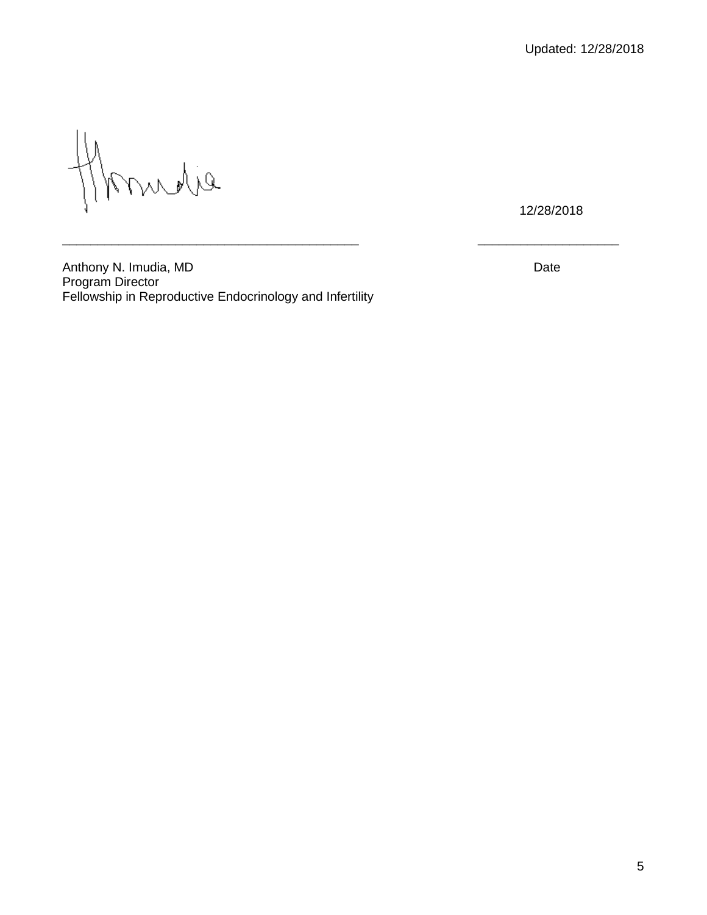Updated: 12/28/2018

12/28/2018

\_\_\_\_\_\_\_\_\_\_\_\_\_\_\_\_\_\_\_\_\_\_\_\_\_\_\_\_\_\_\_\_\_\_\_\_\_\_\_\_\_\_ \_\_\_\_\_\_\_\_\_\_\_\_\_\_\_\_\_\_\_\_

Anthony N. Imudia, MD Date
Program Director
Fellowship in Reproductive Endocrinology and Infertility